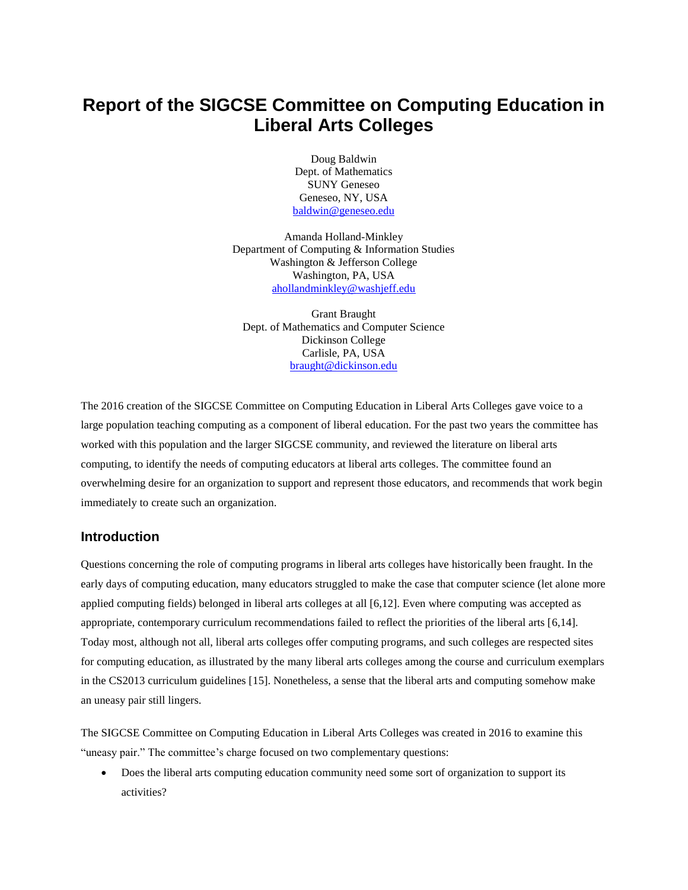# Report of the SIGCSE Committee on Computing Education in Liberal Arts Colleges

Doug Baldwin
Dept. of Mathematics
SUNY Geneseo
Geneseo, NY, USA
baldwin@geneseo.edu

Amanda Holland-Minkley
Department of Computing & Information Studies
Washington & Jefferson College
Washington, PA, USA
ahollandminkley@washjeff.edu

Grant Braught
Dept. of Mathematics and Computer Science
Dickinson College
Carlisle, PA, USA
braught@dickinson.edu

The 2016 creation of the SIGCSE Committee on Computing Education in Liberal Arts Colleges gave voice to a large population teaching computing as a component of liberal education. For the past two years the committee has worked with this population and the larger SIGCSE community, and reviewed the literature on liberal arts computing, to identify the needs of computing educators at liberal arts colleges. The committee found an overwhelming desire for an organization to support and represent those educators, and recommends that work begin immediately to create such an organization.

## Introduction

Questions concerning the role of computing programs in liberal arts colleges have historically been fraught. In the early days of computing education, many educators struggled to make the case that computer science (let alone more applied computing fields) belonged in liberal arts colleges at all [6,12]. Even where computing was accepted as appropriate, contemporary curriculum recommendations failed to reflect the priorities of the liberal arts [6,14]. Today most, although not all, liberal arts colleges offer computing programs, and such colleges are respected sites for computing education, as illustrated by the many liberal arts colleges among the course and curriculum exemplars in the CS2013 curriculum guidelines [15]. Nonetheless, a sense that the liberal arts and computing somehow make an uneasy pair still lingers.

The SIGCSE Committee on Computing Education in Liberal Arts Colleges was created in 2016 to examine this "uneasy pair." The committee's charge focused on two complementary questions:

- Does the liberal arts computing education community need some sort of organization to support its activities?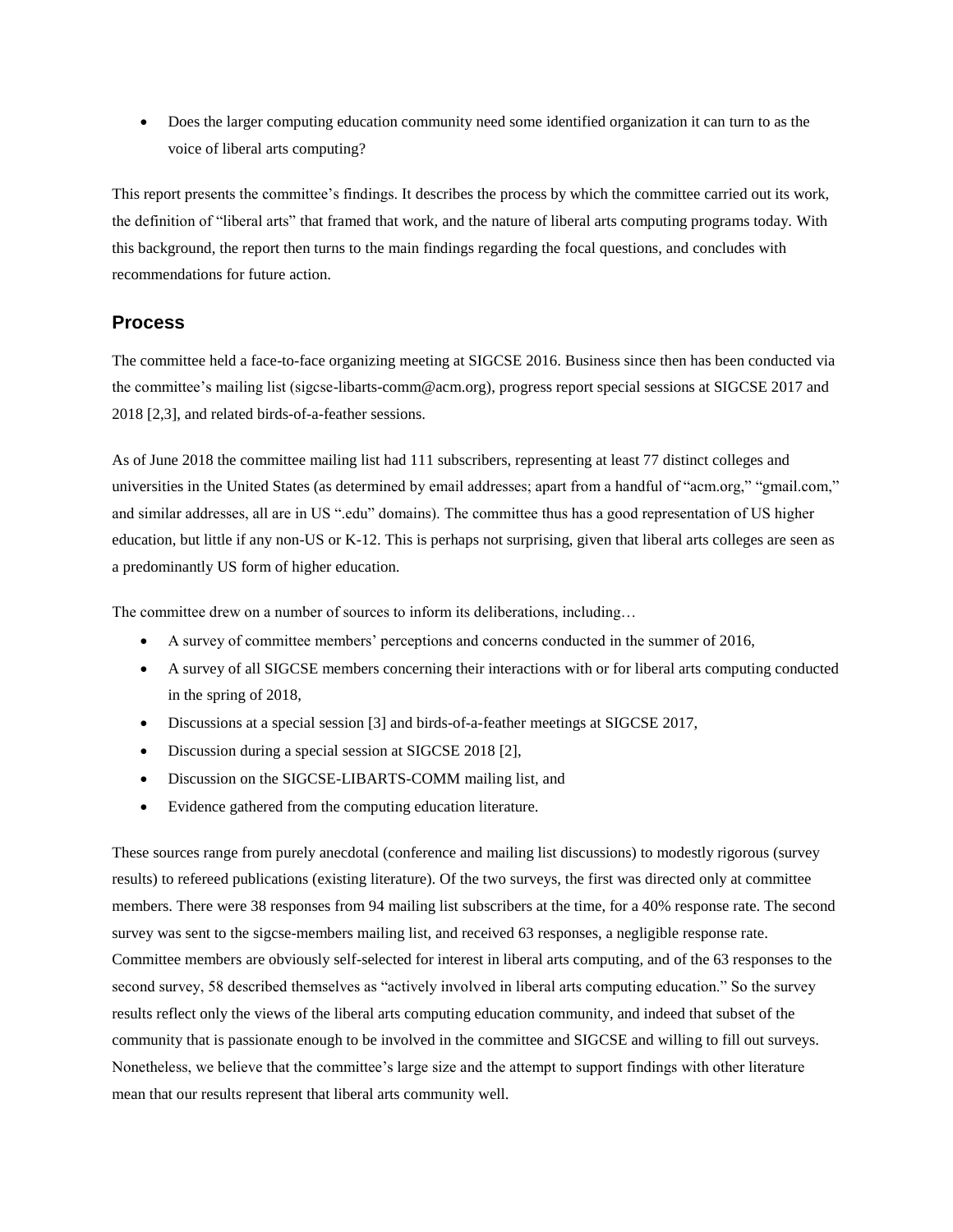- Does the larger computing education community need some identified organization it can turn to as the voice of liberal arts computing?

This report presents the committee's findings. It describes the process by which the committee carried out its work, the definition of "liberal arts" that framed that work, and the nature of liberal arts computing programs today. With this background, the report then turns to the main findings regarding the focal questions, and concludes with recommendations for future action.

## Process

The committee held a face-to-face organizing meeting at SIGCSE 2016. Business since then has been conducted via the committee's mailing list (sigcse-libarts-comm@acm.org), progress report special sessions at SIGCSE 2017 and 2018 [2,3], and related birds-of-a-feather sessions.

As of June 2018 the committee mailing list had 111 subscribers, representing at least 77 distinct colleges and universities in the United States (as determined by email addresses; apart from a handful of "acm.org," "gmail.com," and similar addresses, all are in US ".edu" domains). The committee thus has a good representation of US higher education, but little if any non-US or K-12. This is perhaps not surprising, given that liberal arts colleges are seen as a predominantly US form of higher education.

The committee drew on a number of sources to inform its deliberations, including…

- A survey of committee members' perceptions and concerns conducted in the summer of 2016,
- A survey of all SIGCSE members concerning their interactions with or for liberal arts computing conducted in the spring of 2018,
- Discussions at a special session [3] and birds-of-a-feather meetings at SIGCSE 2017,
- Discussion during a special session at SIGCSE 2018 [2],
- Discussion on the SIGCSE-LIBARTS-COMM mailing list, and
- Evidence gathered from the computing education literature.

These sources range from purely anecdotal (conference and mailing list discussions) to modestly rigorous (survey results) to refereed publications (existing literature). Of the two surveys, the first was directed only at committee members. There were 38 responses from 94 mailing list subscribers at the time, for a 40% response rate. The second survey was sent to the sigcse-members mailing list, and received 63 responses, a negligible response rate. Committee members are obviously self-selected for interest in liberal arts computing, and of the 63 responses to the second survey, 58 described themselves as "actively involved in liberal arts computing education." So the survey results reflect only the views of the liberal arts computing education community, and indeed that subset of the community that is passionate enough to be involved in the committee and SIGCSE and willing to fill out surveys. Nonetheless, we believe that the committee's large size and the attempt to support findings with other literature mean that our results represent that liberal arts community well.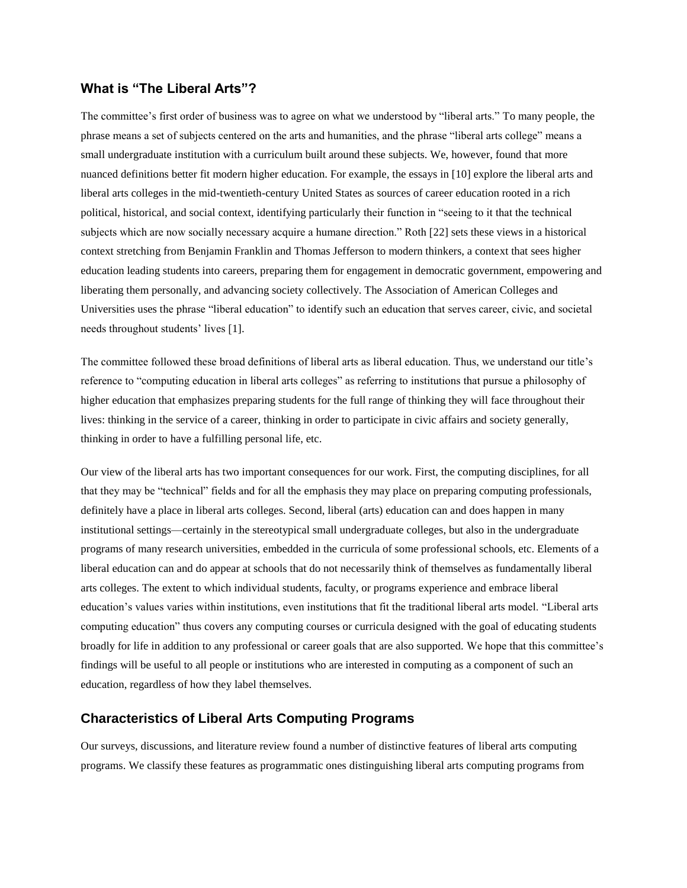## What is "The Liberal Arts"?

The committee's first order of business was to agree on what we understood by "liberal arts." To many people, the phrase means a set of subjects centered on the arts and humanities, and the phrase "liberal arts college" means a small undergraduate institution with a curriculum built around these subjects. We, however, found that more nuanced definitions better fit modern higher education. For example, the essays in [10] explore the liberal arts and liberal arts colleges in the mid-twentieth-century United States as sources of career education rooted in a rich political, historical, and social context, identifying particularly their function in "seeing to it that the technical subjects which are now socially necessary acquire a humane direction." Roth [22] sets these views in a historical context stretching from Benjamin Franklin and Thomas Jefferson to modern thinkers, a context that sees higher education leading students into careers, preparing them for engagement in democratic government, empowering and liberating them personally, and advancing society collectively. The Association of American Colleges and Universities uses the phrase "liberal education" to identify such an education that serves career, civic, and societal needs throughout students' lives [1].

The committee followed these broad definitions of liberal arts as liberal education. Thus, we understand our title's reference to "computing education in liberal arts colleges" as referring to institutions that pursue a philosophy of higher education that emphasizes preparing students for the full range of thinking they will face throughout their lives: thinking in the service of a career, thinking in order to participate in civic affairs and society generally, thinking in order to have a fulfilling personal life, etc.

Our view of the liberal arts has two important consequences for our work. First, the computing disciplines, for all that they may be "technical" fields and for all the emphasis they may place on preparing computing professionals, definitely have a place in liberal arts colleges. Second, liberal (arts) education can and does happen in many institutional settings—certainly in the stereotypical small undergraduate colleges, but also in the undergraduate programs of many research universities, embedded in the curricula of some professional schools, etc. Elements of a liberal education can and do appear at schools that do not necessarily think of themselves as fundamentally liberal arts colleges. The extent to which individual students, faculty, or programs experience and embrace liberal education's values varies within institutions, even institutions that fit the traditional liberal arts model. "Liberal arts computing education" thus covers any computing courses or curricula designed with the goal of educating students broadly for life in addition to any professional or career goals that are also supported. We hope that this committee's findings will be useful to all people or institutions who are interested in computing as a component of such an education, regardless of how they label themselves.

## Characteristics of Liberal Arts Computing Programs

Our surveys, discussions, and literature review found a number of distinctive features of liberal arts computing programs. We classify these features as programmatic ones distinguishing liberal arts computing programs from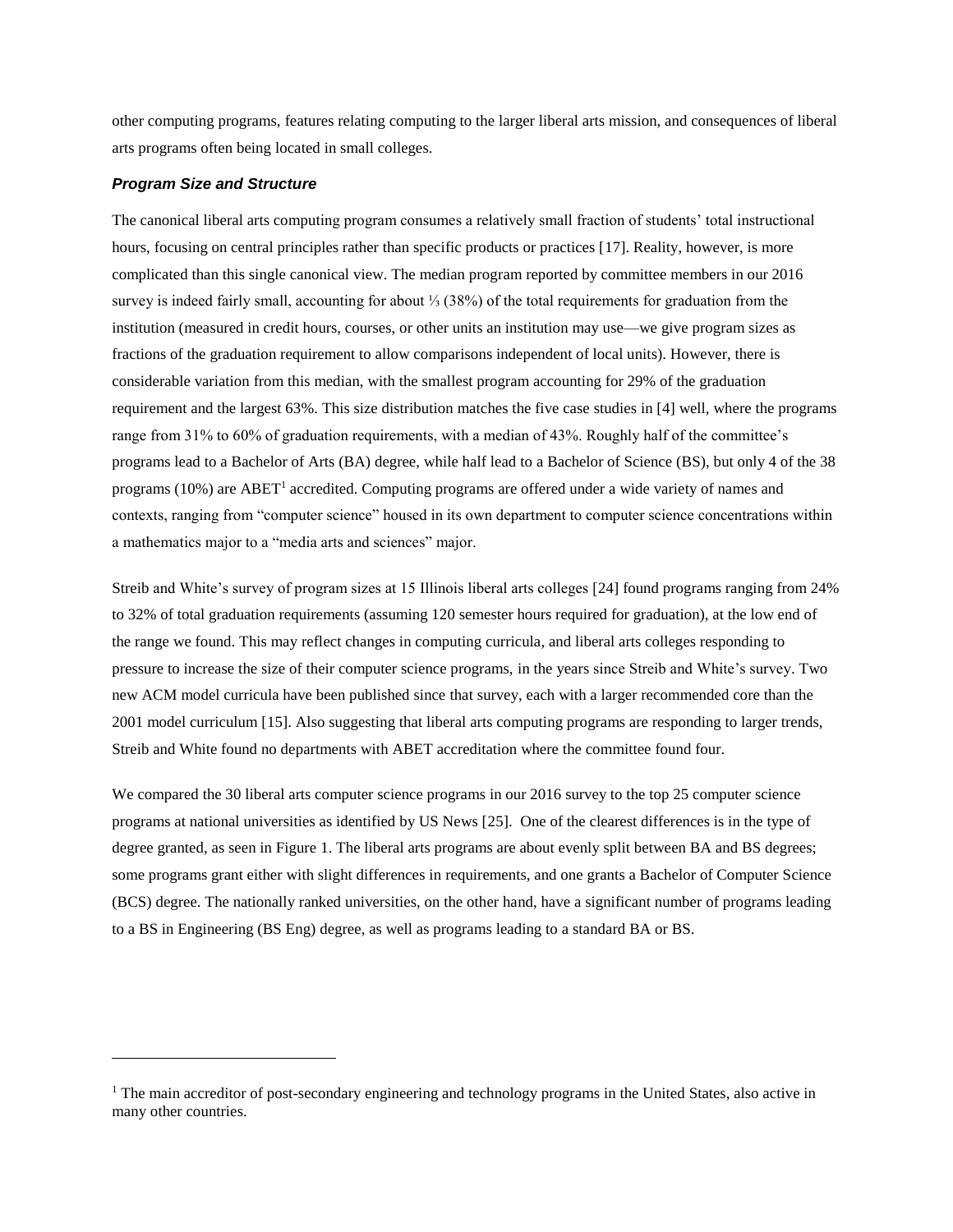other computing programs, features relating computing to the larger liberal arts mission, and consequences of liberal arts programs often being located in small colleges.

### *Program Size and Structure*

The canonical liberal arts computing program consumes a relatively small fraction of students' total instructional hours, focusing on central principles rather than specific products or practices [17]. Reality, however, is more complicated than this single canonical view. The median program reported by committee members in our 2016 survey is indeed fairly small, accounting for about ⅓ (38%) of the total requirements for graduation from the institution (measured in credit hours, courses, or other units an institution may use—we give program sizes as fractions of the graduation requirement to allow comparisons independent of local units). However, there is considerable variation from this median, with the smallest program accounting for 29% of the graduation requirement and the largest 63%. This size distribution matches the five case studies in [4] well, where the programs range from 31% to 60% of graduation requirements, with a median of 43%. Roughly half of the committee's programs lead to a Bachelor of Arts (BA) degree, while half lead to a Bachelor of Science (BS), but only 4 of the 38 programs (10%) are ABET[1] accredited. Computing programs are offered under a wide variety of names and contexts, ranging from "computer science" housed in its own department to computer science concentrations within a mathematics major to a "media arts and sciences" major.

Streib and White's survey of program sizes at 15 Illinois liberal arts colleges [24] found programs ranging from 24% to 32% of total graduation requirements (assuming 120 semester hours required for graduation), at the low end of the range we found. This may reflect changes in computing curricula, and liberal arts colleges responding to pressure to increase the size of their computer science programs, in the years since Streib and White's survey. Two new ACM model curricula have been published since that survey, each with a larger recommended core than the 2001 model curriculum [15]. Also suggesting that liberal arts computing programs are responding to larger trends, Streib and White found no departments with ABET accreditation where the committee found four.

We compared the 30 liberal arts computer science programs in our 2016 survey to the top 25 computer science programs at national universities as identified by US News [25]. One of the clearest differences is in the type of degree granted, as seen in Figure 1. The liberal arts programs are about evenly split between BA and BS degrees; some programs grant either with slight differences in requirements, and one grants a Bachelor of Computer Science (BCS) degree. The nationally ranked universities, on the other hand, have a significant number of programs leading to a BS in Engineering (BS Eng) degree, as well as programs leading to a standard BA or BS.

---

[1] The main accreditor of post-secondary engineering and technology programs in the United States, also active in many other countries.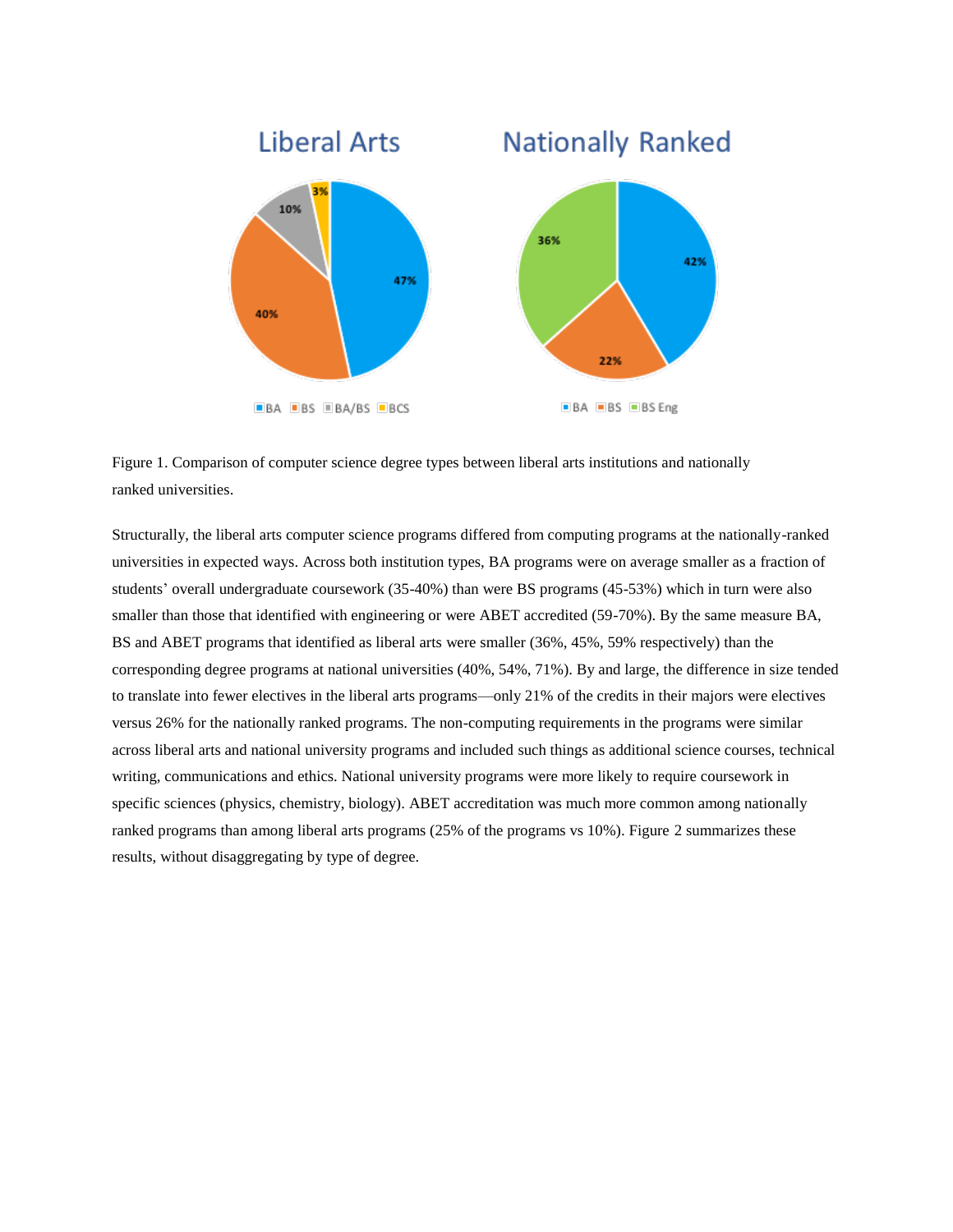Figure 1. Comparison of computer science degree types between liberal arts institutions and nationally ranked universities.

Structurally, the liberal arts computer science programs differed from computing programs at the nationally-ranked universities in expected ways. Across both institution types, BA programs were on average smaller as a fraction of students' overall undergraduate coursework (35-40%) than were BS programs (45-53%) which in turn were also smaller than those that identified with engineering or were ABET accredited (59-70%). By the same measure BA, BS and ABET programs that identified as liberal arts were smaller (36%, 45%, 59% respectively) than the corresponding degree programs at national universities (40%, 54%, 71%). By and large, the difference in size tended to translate into fewer electives in the liberal arts programs—only 21% of the credits in their majors were electives versus 26% for the nationally ranked programs. The non-computing requirements in the programs were similar across liberal arts and national university programs and included such things as additional science courses, technical writing, communications and ethics. National university programs were more likely to require coursework in specific sciences (physics, chemistry, biology). ABET accreditation was much more common among nationally ranked programs than among liberal arts programs (25% of the programs vs 10%). Figure 2 summarizes these results, without disaggregating by type of degree.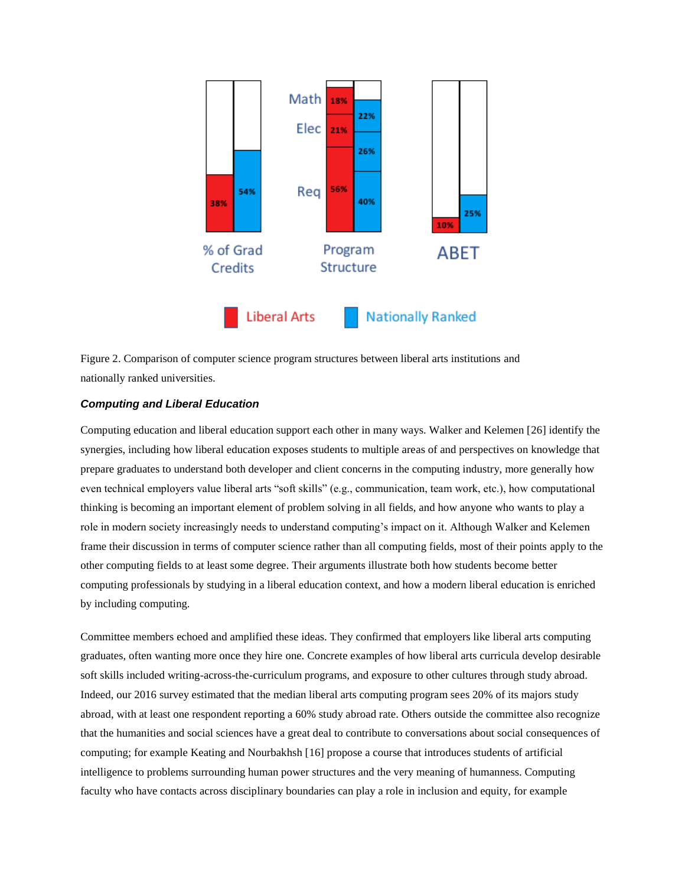Figure 2. Comparison of computer science program structures between liberal arts institutions and nationally ranked universities.

### *Computing and Liberal Education*

Computing education and liberal education support each other in many ways. Walker and Kelemen [26] identify the synergies, including how liberal education exposes students to multiple areas of and perspectives on knowledge that prepare graduates to understand both developer and client concerns in the computing industry, more generally how even technical employers value liberal arts "soft skills" (e.g., communication, team work, etc.), how computational thinking is becoming an important element of problem solving in all fields, and how anyone who wants to play a role in modern society increasingly needs to understand computing's impact on it. Although Walker and Kelemen frame their discussion in terms of computer science rather than all computing fields, most of their points apply to the other computing fields to at least some degree. Their arguments illustrate both how students become better computing professionals by studying in a liberal education context, and how a modern liberal education is enriched by including computing.

Committee members echoed and amplified these ideas. They confirmed that employers like liberal arts computing graduates, often wanting more once they hire one. Concrete examples of how liberal arts curricula develop desirable soft skills included writing-across-the-curriculum programs, and exposure to other cultures through study abroad. Indeed, our 2016 survey estimated that the median liberal arts computing program sees 20% of its majors study abroad, with at least one respondent reporting a 60% study abroad rate. Others outside the committee also recognize that the humanities and social sciences have a great deal to contribute to conversations about social consequences of computing; for example Keating and Nourbakhsh [16] propose a course that introduces students of artificial intelligence to problems surrounding human power structures and the very meaning of humanness. Computing faculty who have contacts across disciplinary boundaries can play a role in inclusion and equity, for example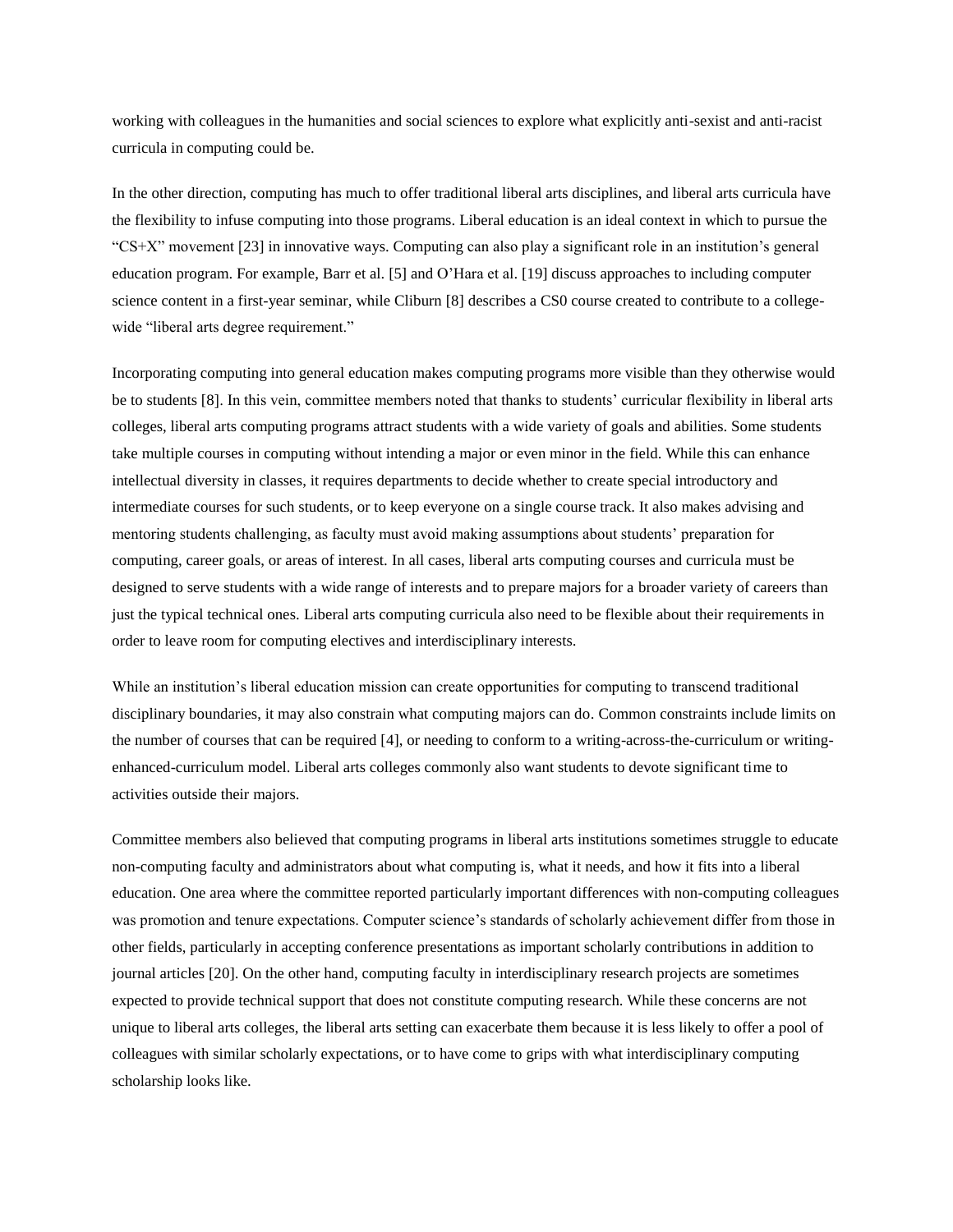working with colleagues in the humanities and social sciences to explore what explicitly anti-sexist and anti-racist curricula in computing could be.

In the other direction, computing has much to offer traditional liberal arts disciplines, and liberal arts curricula have the flexibility to infuse computing into those programs. Liberal education is an ideal context in which to pursue the "CS+X" movement [23] in innovative ways. Computing can also play a significant role in an institution's general education program. For example, Barr et al. [5] and O'Hara et al. [19] discuss approaches to including computer science content in a first-year seminar, while Cliburn [8] describes a CS0 course created to contribute to a college-wide "liberal arts degree requirement."

Incorporating computing into general education makes computing programs more visible than they otherwise would be to students [8]. In this vein, committee members noted that thanks to students' curricular flexibility in liberal arts colleges, liberal arts computing programs attract students with a wide variety of goals and abilities. Some students take multiple courses in computing without intending a major or even minor in the field. While this can enhance intellectual diversity in classes, it requires departments to decide whether to create special introductory and intermediate courses for such students, or to keep everyone on a single course track. It also makes advising and mentoring students challenging, as faculty must avoid making assumptions about students' preparation for computing, career goals, or areas of interest. In all cases, liberal arts computing courses and curricula must be designed to serve students with a wide range of interests and to prepare majors for a broader variety of careers than just the typical technical ones. Liberal arts computing curricula also need to be flexible about their requirements in order to leave room for computing electives and interdisciplinary interests.

While an institution's liberal education mission can create opportunities for computing to transcend traditional disciplinary boundaries, it may also constrain what computing majors can do. Common constraints include limits on the number of courses that can be required [4], or needing to conform to a writing-across-the-curriculum or writing-enhanced-curriculum model. Liberal arts colleges commonly also want students to devote significant time to activities outside their majors.

Committee members also believed that computing programs in liberal arts institutions sometimes struggle to educate non-computing faculty and administrators about what computing is, what it needs, and how it fits into a liberal education. One area where the committee reported particularly important differences with non-computing colleagues was promotion and tenure expectations. Computer science's standards of scholarly achievement differ from those in other fields, particularly in accepting conference presentations as important scholarly contributions in addition to journal articles [20]. On the other hand, computing faculty in interdisciplinary research projects are sometimes expected to provide technical support that does not constitute computing research. While these concerns are not unique to liberal arts colleges, the liberal arts setting can exacerbate them because it is less likely to offer a pool of colleagues with similar scholarly expectations, or to have come to grips with what interdisciplinary computing scholarship looks like.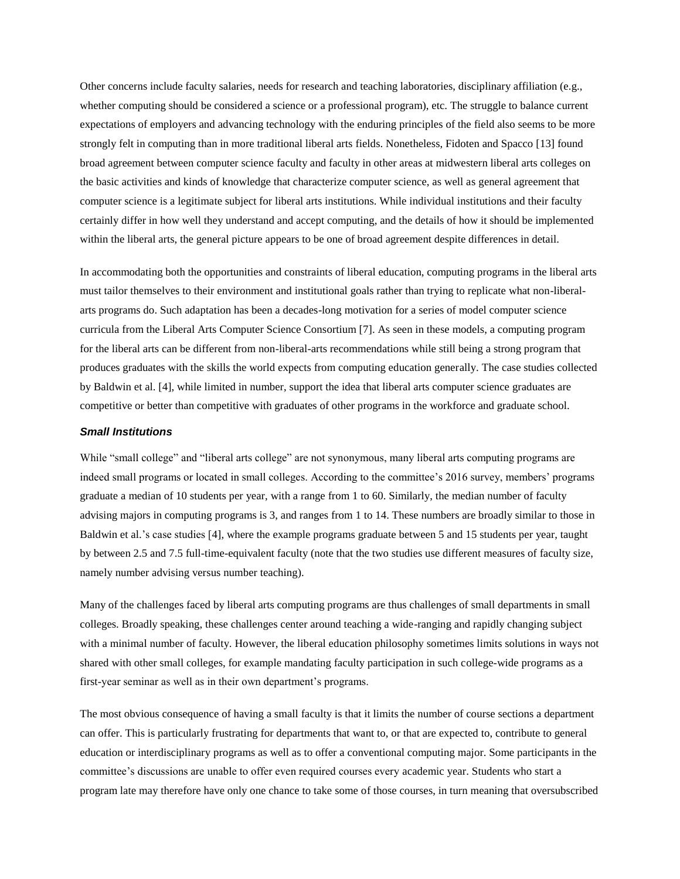Other concerns include faculty salaries, needs for research and teaching laboratories, disciplinary affiliation (e.g., whether computing should be considered a science or a professional program), etc. The struggle to balance current expectations of employers and advancing technology with the enduring principles of the field also seems to be more strongly felt in computing than in more traditional liberal arts fields. Nonetheless, Fidoten and Spacco [13] found broad agreement between computer science faculty and faculty in other areas at midwestern liberal arts colleges on the basic activities and kinds of knowledge that characterize computer science, as well as general agreement that computer science is a legitimate subject for liberal arts institutions. While individual institutions and their faculty certainly differ in how well they understand and accept computing, and the details of how it should be implemented within the liberal arts, the general picture appears to be one of broad agreement despite differences in detail.

In accommodating both the opportunities and constraints of liberal education, computing programs in the liberal arts must tailor themselves to their environment and institutional goals rather than trying to replicate what non-liberal-arts programs do. Such adaptation has been a decades-long motivation for a series of model computer science curricula from the Liberal Arts Computer Science Consortium [7]. As seen in these models, a computing program for the liberal arts can be different from non-liberal-arts recommendations while still being a strong program that produces graduates with the skills the world expects from computing education generally. The case studies collected by Baldwin et al. [4], while limited in number, support the idea that liberal arts computer science graduates are competitive or better than competitive with graduates of other programs in the workforce and graduate school.

### *Small Institutions*

While "small college" and "liberal arts college" are not synonymous, many liberal arts computing programs are indeed small programs or located in small colleges. According to the committee's 2016 survey, members' programs graduate a median of 10 students per year, with a range from 1 to 60. Similarly, the median number of faculty advising majors in computing programs is 3, and ranges from 1 to 14. These numbers are broadly similar to those in Baldwin et al.'s case studies [4], where the example programs graduate between 5 and 15 students per year, taught by between 2.5 and 7.5 full-time-equivalent faculty (note that the two studies use different measures of faculty size, namely number advising versus number teaching).

Many of the challenges faced by liberal arts computing programs are thus challenges of small departments in small colleges. Broadly speaking, these challenges center around teaching a wide-ranging and rapidly changing subject with a minimal number of faculty. However, the liberal education philosophy sometimes limits solutions in ways not shared with other small colleges, for example mandating faculty participation in such college-wide programs as a first-year seminar as well as in their own department's programs.

The most obvious consequence of having a small faculty is that it limits the number of course sections a department can offer. This is particularly frustrating for departments that want to, or that are expected to, contribute to general education or interdisciplinary programs as well as to offer a conventional computing major. Some participants in the committee's discussions are unable to offer even required courses every academic year. Students who start a program late may therefore have only one chance to take some of those courses, in turn meaning that oversubscribed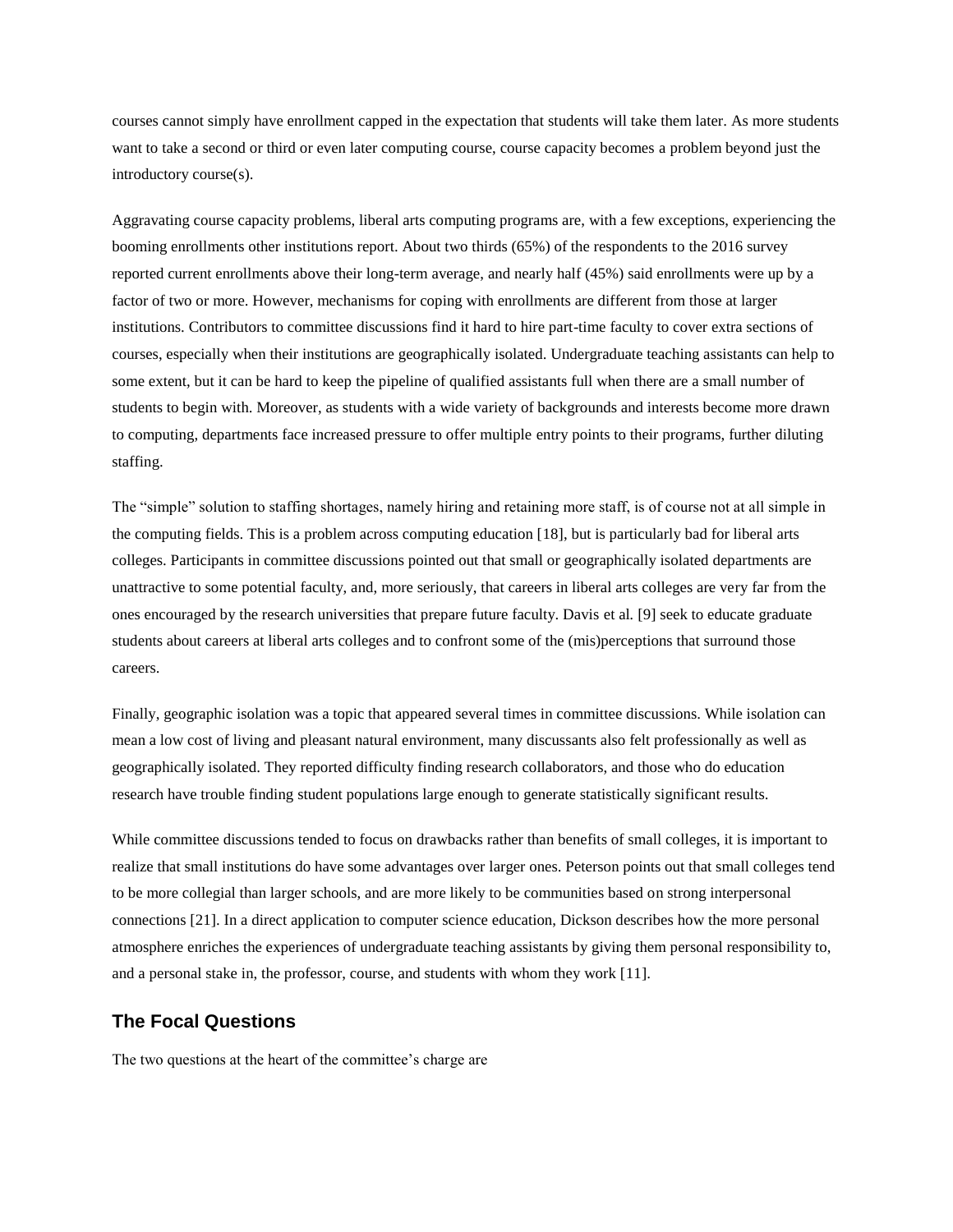courses cannot simply have enrollment capped in the expectation that students will take them later. As more students want to take a second or third or even later computing course, course capacity becomes a problem beyond just the introductory course(s).

Aggravating course capacity problems, liberal arts computing programs are, with a few exceptions, experiencing the booming enrollments other institutions report. About two thirds (65%) of the respondents to the 2016 survey reported current enrollments above their long-term average, and nearly half (45%) said enrollments were up by a factor of two or more. However, mechanisms for coping with enrollments are different from those at larger institutions. Contributors to committee discussions find it hard to hire part-time faculty to cover extra sections of courses, especially when their institutions are geographically isolated. Undergraduate teaching assistants can help to some extent, but it can be hard to keep the pipeline of qualified assistants full when there are a small number of students to begin with. Moreover, as students with a wide variety of backgrounds and interests become more drawn to computing, departments face increased pressure to offer multiple entry points to their programs, further diluting staffing.

The "simple" solution to staffing shortages, namely hiring and retaining more staff, is of course not at all simple in the computing fields. This is a problem across computing education [18], but is particularly bad for liberal arts colleges. Participants in committee discussions pointed out that small or geographically isolated departments are unattractive to some potential faculty, and, more seriously, that careers in liberal arts colleges are very far from the ones encouraged by the research universities that prepare future faculty. Davis et al. [9] seek to educate graduate students about careers at liberal arts colleges and to confront some of the (mis)perceptions that surround those careers.

Finally, geographic isolation was a topic that appeared several times in committee discussions. While isolation can mean a low cost of living and pleasant natural environment, many discussants also felt professionally as well as geographically isolated. They reported difficulty finding research collaborators, and those who do education research have trouble finding student populations large enough to generate statistically significant results.

While committee discussions tended to focus on drawbacks rather than benefits of small colleges, it is important to realize that small institutions do have some advantages over larger ones. Peterson points out that small colleges tend to be more collegial than larger schools, and are more likely to be communities based on strong interpersonal connections [21]. In a direct application to computer science education, Dickson describes how the more personal atmosphere enriches the experiences of undergraduate teaching assistants by giving them personal responsibility to, and a personal stake in, the professor, course, and students with whom they work [11].

## The Focal Questions

The two questions at the heart of the committee's charge are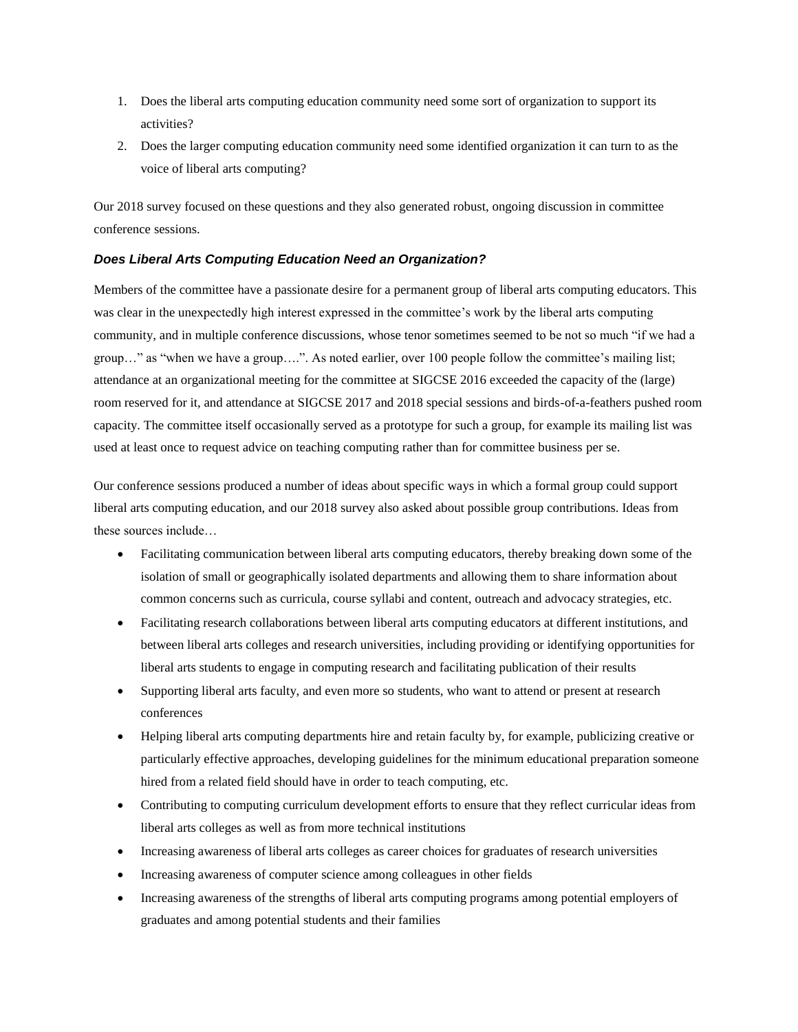1. Does the liberal arts computing education community need some sort of organization to support its activities?
2. Does the larger computing education community need some identified organization it can turn to as the voice of liberal arts computing?

Our 2018 survey focused on these questions and they also generated robust, ongoing discussion in committee conference sessions.

### ***Does Liberal Arts Computing Education Need an Organization?***

Members of the committee have a passionate desire for a permanent group of liberal arts computing educators. This was clear in the unexpectedly high interest expressed in the committee's work by the liberal arts computing community, and in multiple conference discussions, whose tenor sometimes seemed to be not so much "if we had a group…" as "when we have a group….". As noted earlier, over 100 people follow the committee's mailing list; attendance at an organizational meeting for the committee at SIGCSE 2016 exceeded the capacity of the (large) room reserved for it, and attendance at SIGCSE 2017 and 2018 special sessions and birds-of-a-feathers pushed room capacity. The committee itself occasionally served as a prototype for such a group, for example its mailing list was used at least once to request advice on teaching computing rather than for committee business per se.

Our conference sessions produced a number of ideas about specific ways in which a formal group could support liberal arts computing education, and our 2018 survey also asked about possible group contributions. Ideas from these sources include…

- Facilitating communication between liberal arts computing educators, thereby breaking down some of the isolation of small or geographically isolated departments and allowing them to share information about common concerns such as curricula, course syllabi and content, outreach and advocacy strategies, etc.
- Facilitating research collaborations between liberal arts computing educators at different institutions, and between liberal arts colleges and research universities, including providing or identifying opportunities for liberal arts students to engage in computing research and facilitating publication of their results
- Supporting liberal arts faculty, and even more so students, who want to attend or present at research conferences
- Helping liberal arts computing departments hire and retain faculty by, for example, publicizing creative or particularly effective approaches, developing guidelines for the minimum educational preparation someone hired from a related field should have in order to teach computing, etc.
- Contributing to computing curriculum development efforts to ensure that they reflect curricular ideas from liberal arts colleges as well as from more technical institutions
- Increasing awareness of liberal arts colleges as career choices for graduates of research universities
- Increasing awareness of computer science among colleagues in other fields
- Increasing awareness of the strengths of liberal arts computing programs among potential employers of graduates and among potential students and their families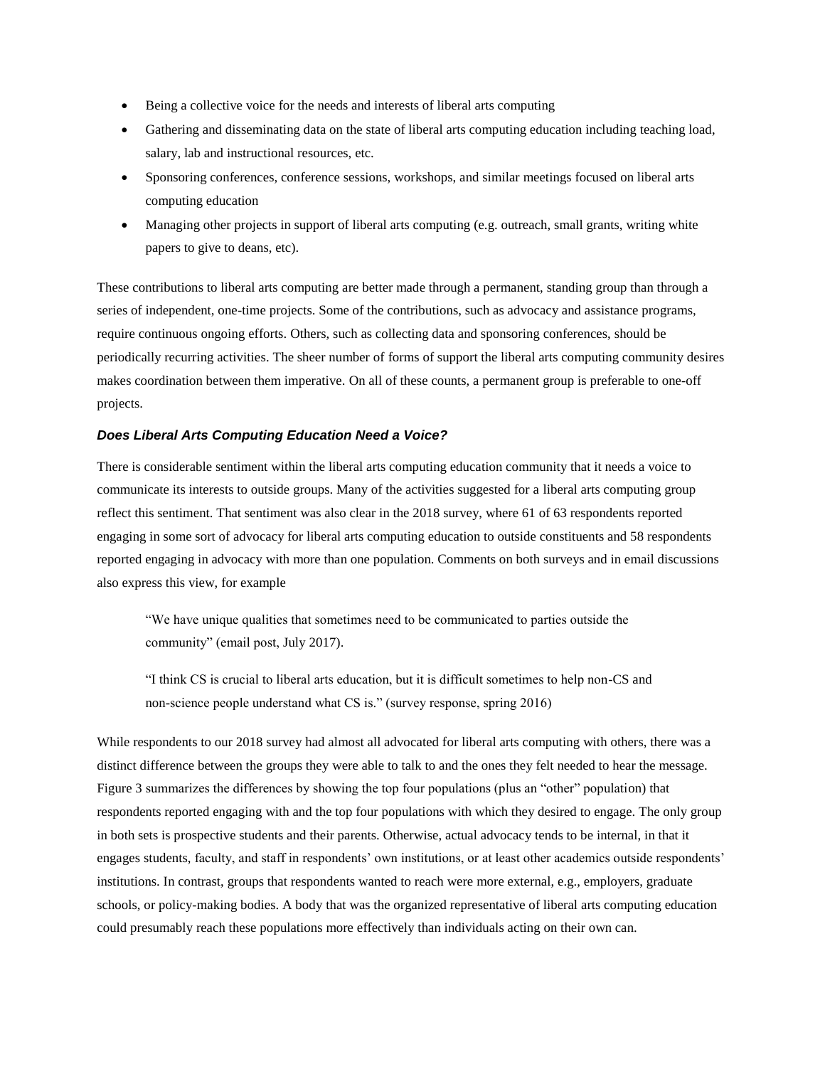- Being a collective voice for the needs and interests of liberal arts computing
- Gathering and disseminating data on the state of liberal arts computing education including teaching load, salary, lab and instructional resources, etc.
- Sponsoring conferences, conference sessions, workshops, and similar meetings focused on liberal arts computing education
- Managing other projects in support of liberal arts computing (e.g. outreach, small grants, writing white papers to give to deans, etc).

These contributions to liberal arts computing are better made through a permanent, standing group than through a series of independent, one-time projects. Some of the contributions, such as advocacy and assistance programs, require continuous ongoing efforts. Others, such as collecting data and sponsoring conferences, should be periodically recurring activities. The sheer number of forms of support the liberal arts computing community desires makes coordination between them imperative. On all of these counts, a permanent group is preferable to one-off projects.

### *Does Liberal Arts Computing Education Need a Voice?*

There is considerable sentiment within the liberal arts computing education community that it needs a voice to communicate its interests to outside groups. Many of the activities suggested for a liberal arts computing group reflect this sentiment. That sentiment was also clear in the 2018 survey, where 61 of 63 respondents reported engaging in some sort of advocacy for liberal arts computing education to outside constituents and 58 respondents reported engaging in advocacy with more than one population. Comments on both surveys and in email discussions also express this view, for example

> "We have unique qualities that sometimes need to be communicated to parties outside the community" (email post, July 2017).

> "I think CS is crucial to liberal arts education, but it is difficult sometimes to help non-CS and non-science people understand what CS is." (survey response, spring 2016)

While respondents to our 2018 survey had almost all advocated for liberal arts computing with others, there was a distinct difference between the groups they were able to talk to and the ones they felt needed to hear the message. Figure 3 summarizes the differences by showing the top four populations (plus an "other" population) that respondents reported engaging with and the top four populations with which they desired to engage. The only group in both sets is prospective students and their parents. Otherwise, actual advocacy tends to be internal, in that it engages students, faculty, and staff in respondents' own institutions, or at least other academics outside respondents' institutions. In contrast, groups that respondents wanted to reach were more external, e.g., employers, graduate schools, or policy-making bodies. A body that was the organized representative of liberal arts computing education could presumably reach these populations more effectively than individuals acting on their own can.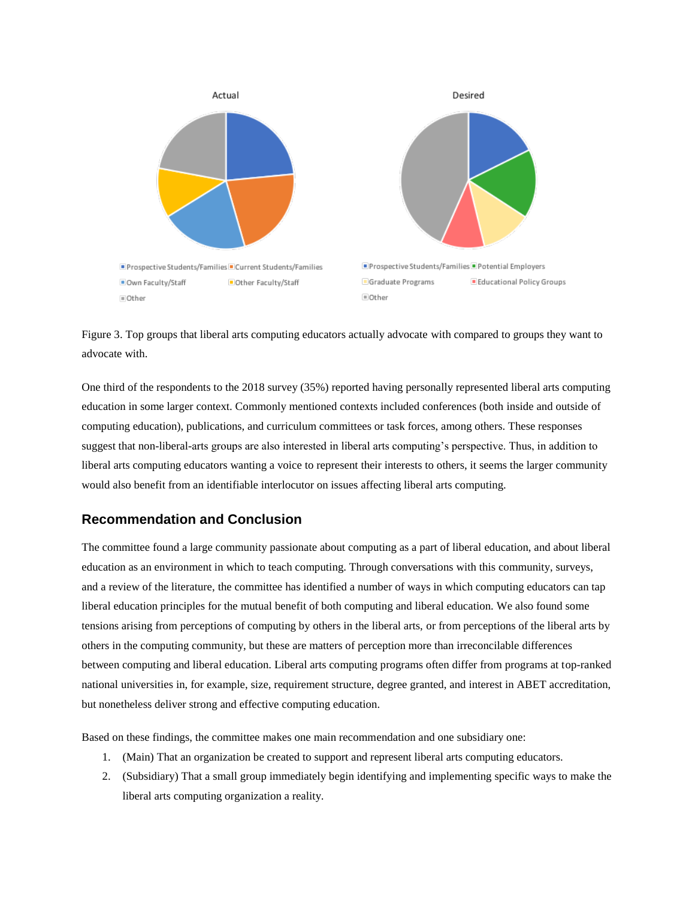Figure 3. Top groups that liberal arts computing educators actually advocate with compared to groups they want to advocate with.

One third of the respondents to the 2018 survey (35%) reported having personally represented liberal arts computing education in some larger context. Commonly mentioned contexts included conferences (both inside and outside of computing education), publications, and curriculum committees or task forces, among others. These responses suggest that non-liberal-arts groups are also interested in liberal arts computing's perspective. Thus, in addition to liberal arts computing educators wanting a voice to represent their interests to others, it seems the larger community would also benefit from an identifiable interlocutor on issues affecting liberal arts computing.

## Recommendation and Conclusion

The committee found a large community passionate about computing as a part of liberal education, and about liberal education as an environment in which to teach computing. Through conversations with this community, surveys, and a review of the literature, the committee has identified a number of ways in which computing educators can tap liberal education principles for the mutual benefit of both computing and liberal education. We also found some tensions arising from perceptions of computing by others in the liberal arts, or from perceptions of the liberal arts by others in the computing community, but these are matters of perception more than irreconcilable differences between computing and liberal education. Liberal arts computing programs often differ from programs at top-ranked national universities in, for example, size, requirement structure, degree granted, and interest in ABET accreditation, but nonetheless deliver strong and effective computing education.

Based on these findings, the committee makes one main recommendation and one subsidiary one:

1. (Main) That an organization be created to support and represent liberal arts computing educators.
2. (Subsidiary) That a small group immediately begin identifying and implementing specific ways to make the liberal arts computing organization a reality.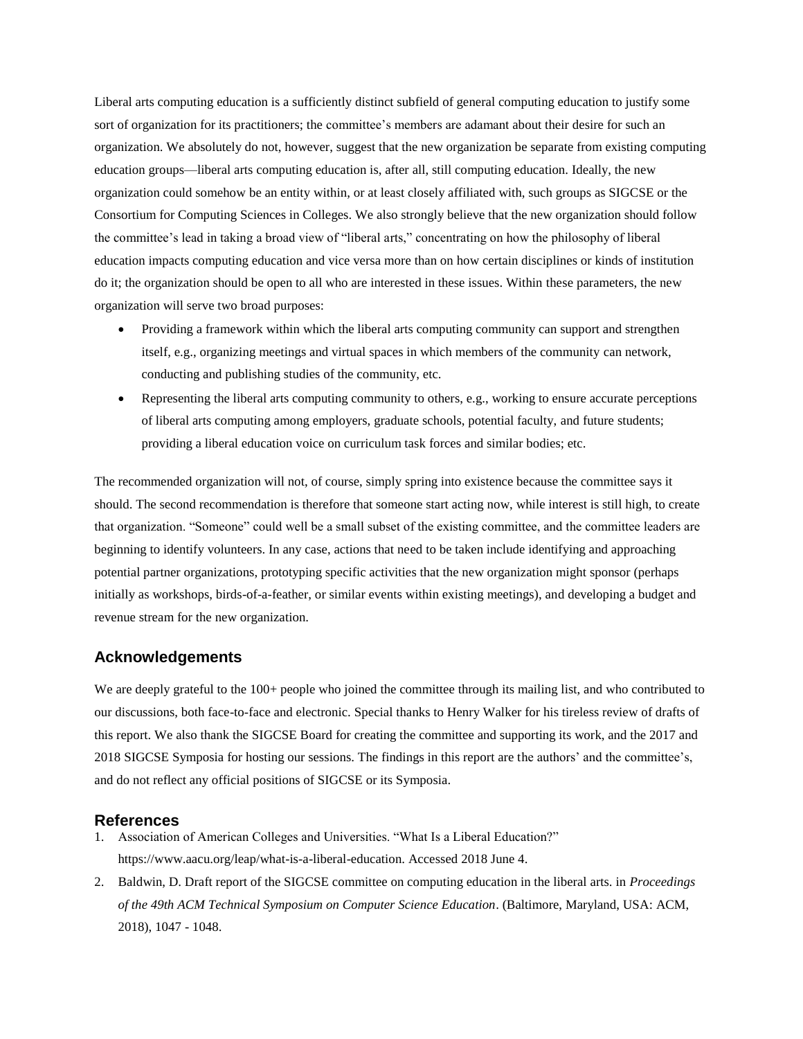Liberal arts computing education is a sufficiently distinct subfield of general computing education to justify some sort of organization for its practitioners; the committee's members are adamant about their desire for such an organization. We absolutely do not, however, suggest that the new organization be separate from existing computing education groups—liberal arts computing education is, after all, still computing education. Ideally, the new organization could somehow be an entity within, or at least closely affiliated with, such groups as SIGCSE or the Consortium for Computing Sciences in Colleges. We also strongly believe that the new organization should follow the committee's lead in taking a broad view of "liberal arts," concentrating on how the philosophy of liberal education impacts computing education and vice versa more than on how certain disciplines or kinds of institution do it; the organization should be open to all who are interested in these issues. Within these parameters, the new organization will serve two broad purposes:

- Providing a framework within which the liberal arts computing community can support and strengthen itself, e.g., organizing meetings and virtual spaces in which members of the community can network, conducting and publishing studies of the community, etc.
- Representing the liberal arts computing community to others, e.g., working to ensure accurate perceptions of liberal arts computing among employers, graduate schools, potential faculty, and future students; providing a liberal education voice on curriculum task forces and similar bodies; etc.

The recommended organization will not, of course, simply spring into existence because the committee says it should. The second recommendation is therefore that someone start acting now, while interest is still high, to create that organization. "Someone" could well be a small subset of the existing committee, and the committee leaders are beginning to identify volunteers. In any case, actions that need to be taken include identifying and approaching potential partner organizations, prototyping specific activities that the new organization might sponsor (perhaps initially as workshops, birds-of-a-feather, or similar events within existing meetings), and developing a budget and revenue stream for the new organization.

## Acknowledgements

We are deeply grateful to the 100+ people who joined the committee through its mailing list, and who contributed to our discussions, both face-to-face and electronic. Special thanks to Henry Walker for his tireless review of drafts of this report. We also thank the SIGCSE Board for creating the committee and supporting its work, and the 2017 and 2018 SIGCSE Symposia for hosting our sessions. The findings in this report are the authors' and the committee's, and do not reflect any official positions of SIGCSE or its Symposia.

## References

1. Association of American Colleges and Universities. "What Is a Liberal Education?" https://www.aacu.org/leap/what-is-a-liberal-education. Accessed 2018 June 4.
2. Baldwin, D. Draft report of the SIGCSE committee on computing education in the liberal arts. in *Proceedings of the 49th ACM Technical Symposium on Computer Science Education*. (Baltimore, Maryland, USA: ACM, 2018), 1047 - 1048.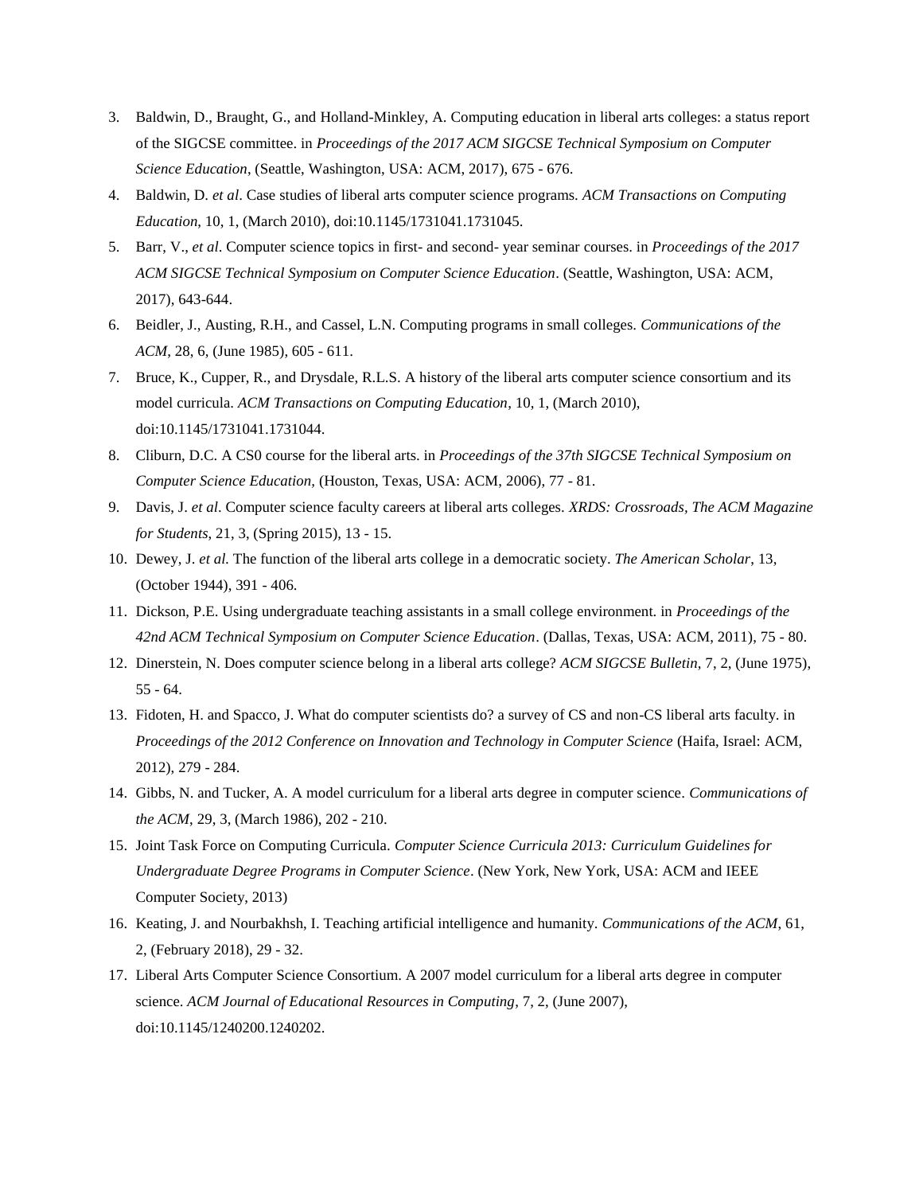3. Baldwin, D., Braught, G., and Holland-Minkley, A. Computing education in liberal arts colleges: a status report of the SIGCSE committee. in *Proceedings of the 2017 ACM SIGCSE Technical Symposium on Computer Science Education*, (Seattle, Washington, USA: ACM, 2017), 675 - 676.
4. Baldwin, D. *et al*. Case studies of liberal arts computer science programs. *ACM Transactions on Computing Education*, 10, 1, (March 2010), doi:10.1145/1731041.1731045.
5. Barr, V., *et al*. Computer science topics in first- and second- year seminar courses. in *Proceedings of the 2017 ACM SIGCSE Technical Symposium on Computer Science Education*. (Seattle, Washington, USA: ACM, 2017), 643-644.
6. Beidler, J., Austing, R.H., and Cassel, L.N. Computing programs in small colleges. *Communications of the ACM*, 28, 6, (June 1985), 605 - 611.
7. Bruce, K., Cupper, R., and Drysdale, R.L.S. A history of the liberal arts computer science consortium and its model curricula. *ACM Transactions on Computing Education*, 10, 1, (March 2010), doi:10.1145/1731041.1731044.
8. Cliburn, D.C. A CS0 course for the liberal arts. in *Proceedings of the 37th SIGCSE Technical Symposium on Computer Science Education,* (Houston, Texas, USA: ACM, 2006), 77 - 81.
9. Davis, J. *et al*. Computer science faculty careers at liberal arts colleges. *XRDS: Crossroads, The ACM Magazine for Students*, 21, 3, (Spring 2015), 13 - 15.
10. Dewey, J. *et al.* The function of the liberal arts college in a democratic society. *The American Scholar*, 13, (October 1944), 391 - 406.
11. Dickson, P.E. Using undergraduate teaching assistants in a small college environment. in *Proceedings of the 42nd ACM Technical Symposium on Computer Science Education*. (Dallas, Texas, USA: ACM, 2011), 75 - 80.
12. Dinerstein, N. Does computer science belong in a liberal arts college? *ACM SIGCSE Bulletin*, 7, 2, (June 1975), 55 - 64.
13. Fidoten, H. and Spacco, J. What do computer scientists do? a survey of CS and non-CS liberal arts faculty. in *Proceedings of the 2012 Conference on Innovation and Technology in Computer Science* (Haifa, Israel: ACM, 2012), 279 - 284.
14. Gibbs, N. and Tucker, A. A model curriculum for a liberal arts degree in computer science. *Communications of the ACM*, 29, 3, (March 1986), 202 - 210.
15. Joint Task Force on Computing Curricula. *Computer Science Curricula 2013: Curriculum Guidelines for Undergraduate Degree Programs in Computer Science*. (New York, New York, USA: ACM and IEEE Computer Society, 2013)
16. Keating, J. and Nourbakhsh, I. Teaching artificial intelligence and humanity. *Communications of the ACM*, 61, 2, (February 2018), 29 - 32.
17. Liberal Arts Computer Science Consortium. A 2007 model curriculum for a liberal arts degree in computer science. *ACM Journal of Educational Resources in Computing*, 7, 2, (June 2007), doi:10.1145/1240200.1240202.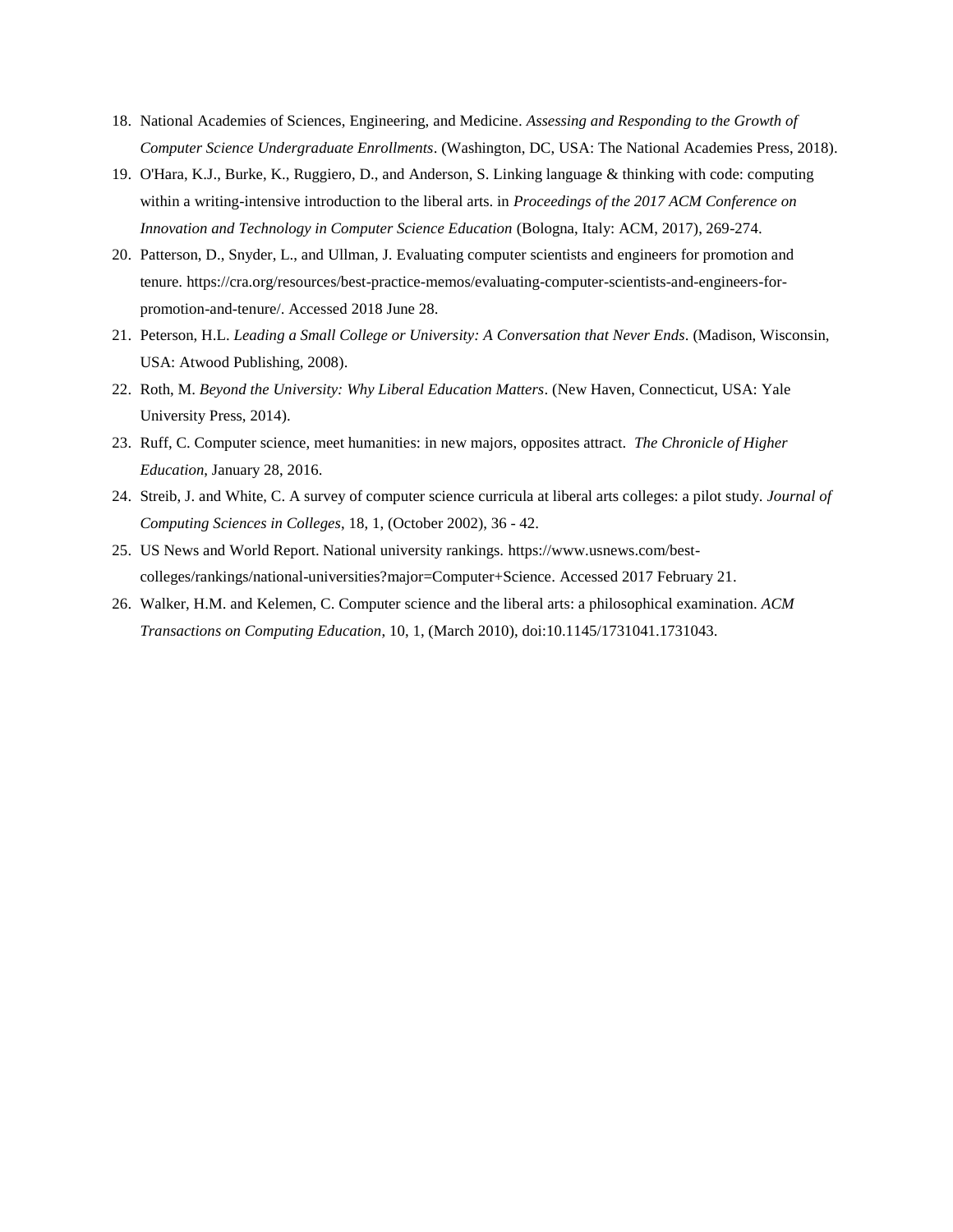18. National Academies of Sciences, Engineering, and Medicine. *Assessing and Responding to the Growth of Computer Science Undergraduate Enrollments*. (Washington, DC, USA: The National Academies Press, 2018).
19. O'Hara, K.J., Burke, K., Ruggiero, D., and Anderson, S. Linking language & thinking with code: computing within a writing-intensive introduction to the liberal arts. in *Proceedings of the 2017 ACM Conference on Innovation and Technology in Computer Science Education* (Bologna, Italy: ACM, 2017), 269-274.
20. Patterson, D., Snyder, L., and Ullman, J. Evaluating computer scientists and engineers for promotion and tenure. https://cra.org/resources/best-practice-memos/evaluating-computer-scientists-and-engineers-for-promotion-and-tenure/. Accessed 2018 June 28.
21. Peterson, H.L. *Leading a Small College or University: A Conversation that Never Ends*. (Madison, Wisconsin, USA: Atwood Publishing, 2008).
22. Roth, M. *Beyond the University: Why Liberal Education Matters*. (New Haven, Connecticut, USA: Yale University Press, 2014).
23. Ruff, C. Computer science, meet humanities: in new majors, opposites attract. *The Chronicle of Higher Education*, January 28, 2016.
24. Streib, J. and White, C. A survey of computer science curricula at liberal arts colleges: a pilot study. *Journal of Computing Sciences in Colleges*, 18, 1, (October 2002), 36 - 42.
25. US News and World Report. National university rankings. https://www.usnews.com/best-colleges/rankings/national-universities?major=Computer+Science. Accessed 2017 February 21.
26. Walker, H.M. and Kelemen, C. Computer science and the liberal arts: a philosophical examination. *ACM Transactions on Computing Education*, 10, 1, (March 2010), doi:10.1145/1731041.1731043.